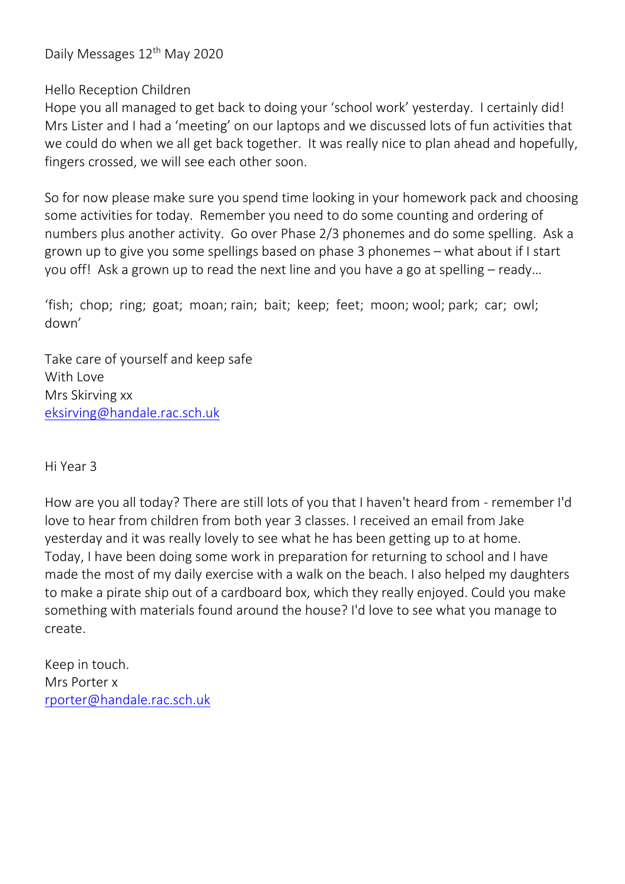Daily Messages 12th May 2020

Hello Reception Children

Hope you all managed to get back to doing your 'school work' yesterday. I certainly did! Mrs Lister and I had a 'meeting' on our laptops and we discussed lots of fun activities that we could do when we all get back together. It was really nice to plan ahead and hopefully, fingers crossed, we will see each other soon.

So for now please make sure you spend time looking in your homework pack and choosing some activities for today. Remember you need to do some counting and ordering of numbers plus another activity. Go over Phase 2/3 phonemes and do some spelling. Ask a grown up to give you some spellings based on phase 3 phonemes – what about if I start you off! Ask a grown up to read the next line and you have a go at spelling – ready…

'fish; chop; ring; goat; moan; rain; bait; keep; feet; moon; wool; park; car; owl; down'

Take care of yourself and keep safe  
With Love  
Mrs Skirving xx  
eksirving@handale.rac.sch.uk

Hi Year 3

How are you all today? There are still lots of you that I haven't heard from - remember I'd love to hear from children from both year 3 classes. I received an email from Jake yesterday and it was really lovely to see what he has been getting up to at home. Today, I have been doing some work in preparation for returning to school and I have made the most of my daily exercise with a walk on the beach. I also helped my daughters to make a pirate ship out of a cardboard box, which they really enjoyed. Could you make something with materials found around the house? I'd love to see what you manage to create.

Keep in touch.  
Mrs Porter x  
rporter@handale.rac.sch.uk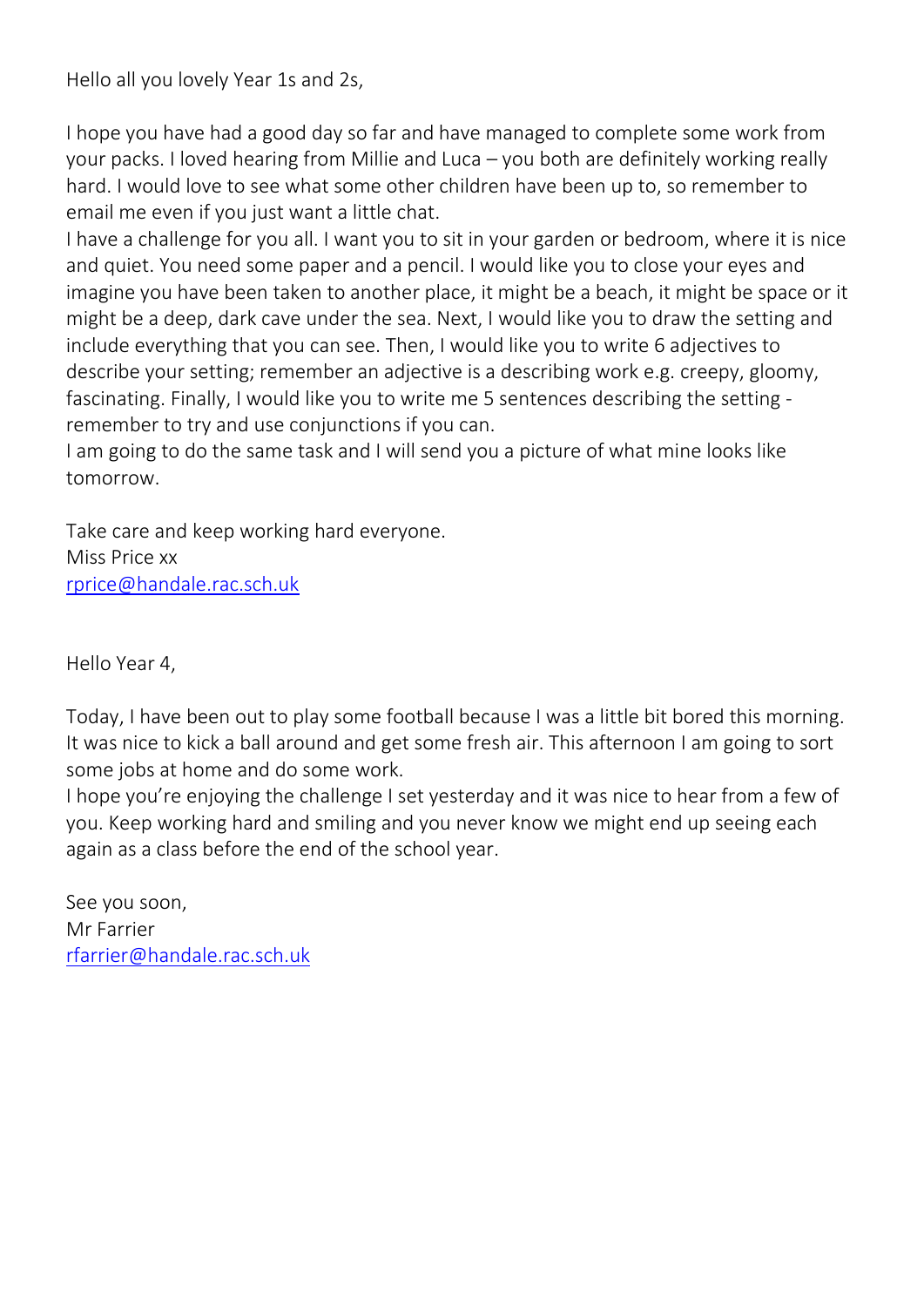Hello all you lovely Year 1s and 2s,

I hope you have had a good day so far and have managed to complete some work from your packs. I loved hearing from Millie and Luca – you both are definitely working really hard. I would love to see what some other children have been up to, so remember to email me even if you just want a little chat.

I have a challenge for you all. I want you to sit in your garden or bedroom, where it is nice and quiet. You need some paper and a pencil. I would like you to close your eyes and imagine you have been taken to another place, it might be a beach, it might be space or it might be a deep, dark cave under the sea. Next, I would like you to draw the setting and include everything that you can see. Then, I would like you to write 6 adjectives to describe your setting; remember an adjective is a describing work e.g. creepy, gloomy, fascinating. Finally, I would like you to write me 5 sentences describing the setting - remember to try and use conjunctions if you can.

I am going to do the same task and I will send you a picture of what mine looks like tomorrow.

Take care and keep working hard everyone.
Miss Price xx
[rprice@handale.rac.sch.uk](mailto:rprice@handale.rac.sch.uk)

Hello Year 4,

Today, I have been out to play some football because I was a little bit bored this morning. It was nice to kick a ball around and get some fresh air. This afternoon I am going to sort some jobs at home and do some work.

I hope you're enjoying the challenge I set yesterday and it was nice to hear from a few of you. Keep working hard and smiling and you never know we might end up seeing each again as a class before the end of the school year.

See you soon,
Mr Farrier
[rfarrier@handale.rac.sch.uk](mailto:rfarrier@handale.rac.sch.uk)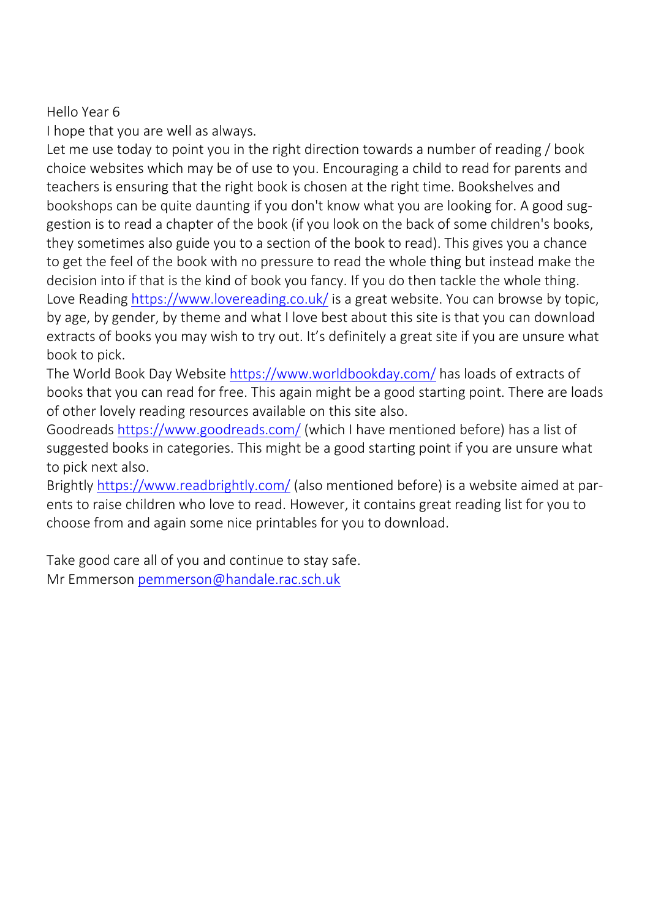Hello Year 6

I hope that you are well as always.

Let me use today to point you in the right direction towards a number of reading / book choice websites which may be of use to you. Encouraging a child to read for parents and teachers is ensuring that the right book is chosen at the right time. Bookshelves and bookshops can be quite daunting if you don't know what you are looking for. A good suggestion is to read a chapter of the book (if you look on the back of some children's books, they sometimes also guide you to a section of the book to read). This gives you a chance to get the feel of the book with no pressure to read the whole thing but instead make the decision into if that is the kind of book you fancy. If you do then tackle the whole thing.

Love Reading https://www.lovereading.co.uk/ is a great website. You can browse by topic, by age, by gender, by theme and what I love best about this site is that you can download extracts of books you may wish to try out. It's definitely a great site if you are unsure what book to pick.

The World Book Day Website https://www.worldbookday.com/ has loads of extracts of books that you can read for free. This again might be a good starting point. There are loads of other lovely reading resources available on this site also.

Goodreads https://www.goodreads.com/ (which I have mentioned before) has a list of suggested books in categories. This might be a good starting point if you are unsure what to pick next also.

Brightly https://www.readbrightly.com/ (also mentioned before) is a website aimed at parents to raise children who love to read. However, it contains great reading list for you to choose from and again some nice printables for you to download.

Take good care all of you and continue to stay safe.

Mr Emmerson pemmerson@handale.rac.sch.uk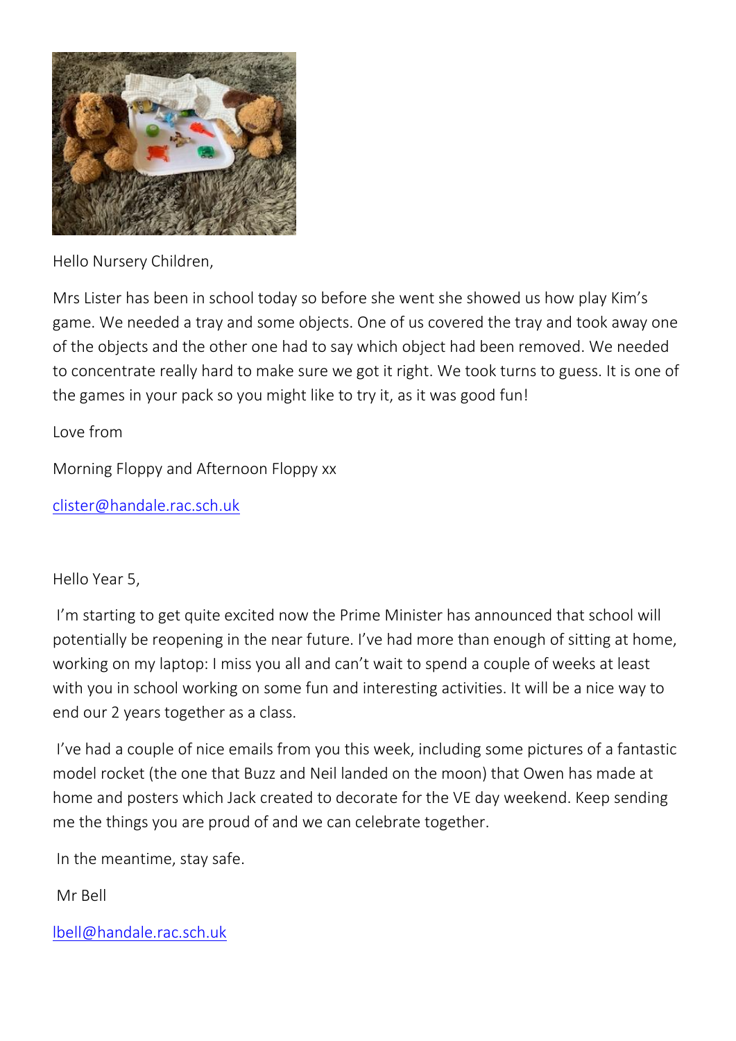Hello Nursery Children,

Mrs Lister has been in school today so before she went she showed us how play Kim's game. We needed a tray and some objects. One of us covered the tray and took away one of the objects and the other one had to say which object had been removed. We needed to concentrate really hard to make sure we got it right. We took turns to guess. It is one of the games in your pack so you might like to try it, as it was good fun!

Love from

Morning Floppy and Afternoon Floppy xx

clister@handale.rac.sch.uk

Hello Year 5,

I'm starting to get quite excited now the Prime Minister has announced that school will potentially be reopening in the near future. I've had more than enough of sitting at home, working on my laptop: I miss you all and can't wait to spend a couple of weeks at least with you in school working on some fun and interesting activities. It will be a nice way to end our 2 years together as a class.

I've had a couple of nice emails from you this week, including some pictures of a fantastic model rocket (the one that Buzz and Neil landed on the moon) that Owen has made at home and posters which Jack created to decorate for the VE day weekend. Keep sending me the things you are proud of and we can celebrate together.

In the meantime, stay safe.

Mr Bell

lbell@handale.rac.sch.uk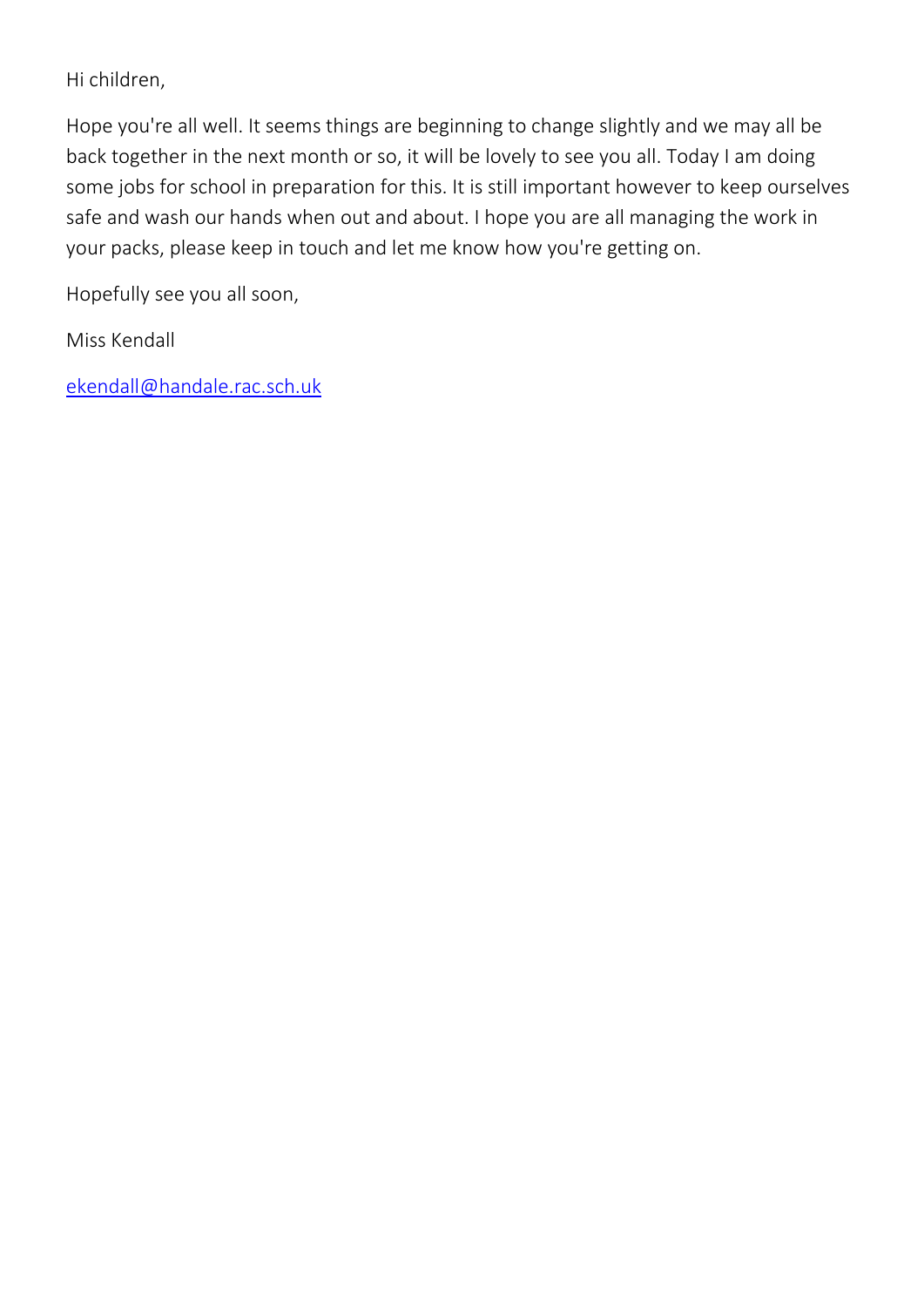Hi children,

Hope you're all well. It seems things are beginning to change slightly and we may all be back together in the next month or so, it will be lovely to see you all. Today I am doing some jobs for school in preparation for this. It is still important however to keep ourselves safe and wash our hands when out and about. I hope you are all managing the work in your packs, please keep in touch and let me know how you're getting on.

Hopefully see you all soon,

Miss Kendall

ekendall@handale.rac.sch.uk